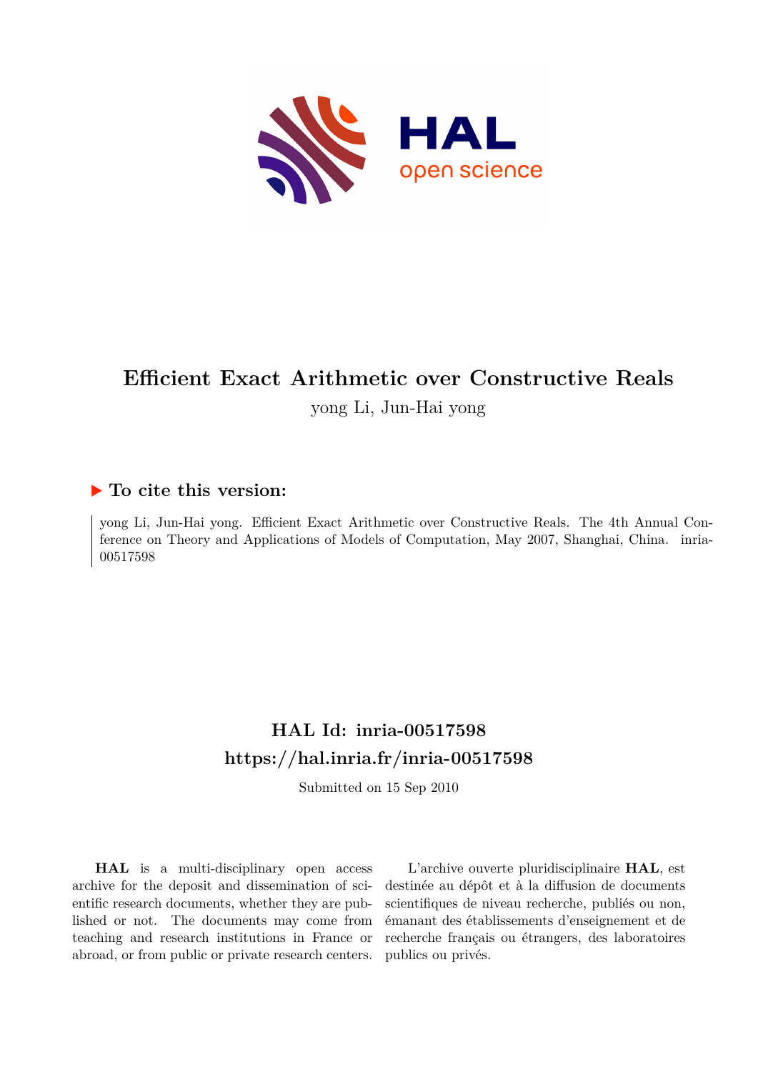# Efficient Exact Arithmetic over Constructive Reals

yong Li, Jun-Hai yong

## To cite this version:

yong Li, Jun-Hai yong. Efficient Exact Arithmetic over Constructive Reals. The 4th Annual Conference on Theory and Applications of Models of Computation, May 2007, Shanghai, China. inria-00517598

## HAL Id: inria-00517598
## https://hal.inria.fr/inria-00517598

Submitted on 15 Sep 2010

**HAL** is a multi-disciplinary open access archive for the deposit and dissemination of scientific research documents, whether they are published or not. The documents may come from teaching and research institutions in France or abroad, or from public or private research centers.

L'archive ouverte pluridisciplinaire **HAL**, est destinée au dépôt et à la diffusion de documents scientifiques de niveau recherche, publiés ou non, émanant des établissements d'enseignement et de recherche français ou étrangers, des laboratoires publics ou privés.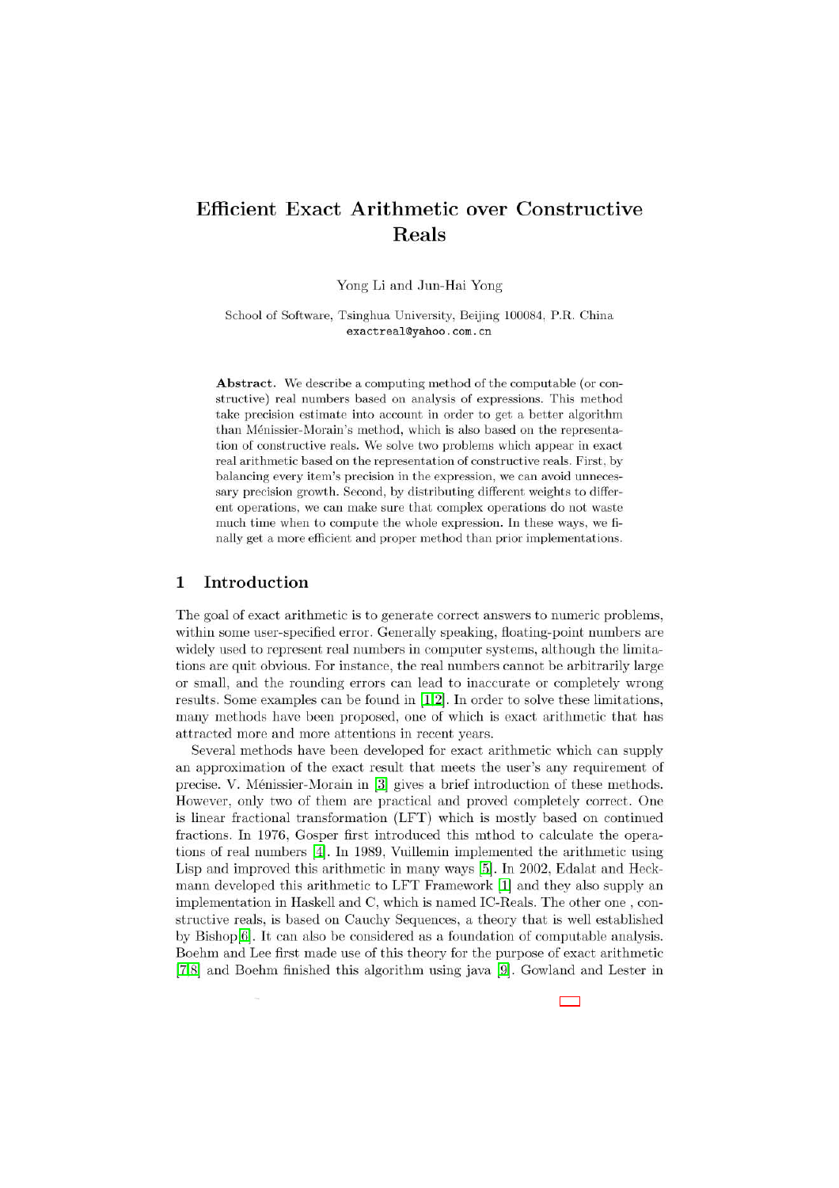# Efficient Exact Arithmetic over Constructive Reals

Yong Li and Jun-Hai Yong

School of Software, Tsinghua University, Beijing 100084, P.R. China
exactreal@yahoo.com.cn

**Abstract.** We describe a computing method of the computable (or constructive) real numbers based on analysis of expressions. This method take precision estimate into account in order to get a better algorithm than Ménissier-Morain's method, which is also based on the representation of constructive reals. We solve two problems which appear in exact real arithmetic based on the representation of constructive reals. First, by balancing every item's precision in the expression, we can avoid unnecessary precision growth. Second, by distributing different weights to different operations, we can make sure that complex operations do not waste much time when to compute the whole expression. In these ways, we finally get a more efficient and proper method than prior implementations.

## 1 Introduction

The goal of exact arithmetic is to generate correct answers to numeric problems, within some user-specified error. Generally speaking, floating-point numbers are widely used to represent real numbers in computer systems, although the limitations are quit obvious. For instance, the real numbers cannot be arbitrarily large or small, and the rounding errors can lead to inaccurate or completely wrong results. Some examples can be found in [1,2]. In order to solve these limitations, many methods have been proposed, one of which is exact arithmetic that has attracted more and more attentions in recent years.

Several methods have been developed for exact arithmetic which can supply an approximation of the exact result that meets the user's any requirement of precise. V. Ménissier-Morain in [3] gives a brief introduction of these methods. However, only two of them are practical and proved completely correct. One is linear fractional transformation (LFT) which is mostly based on continued fractions. In 1976, Gosper first introduced this mthod to calculate the operations of real numbers [4]. In 1989, Vuillemin implemented the arithmetic using Lisp and improved this arithmetic in many ways [5]. In 2002, Edalat and Heckmann developed this arithmetic to LFT Framework [1] and they also supply an implementation in Haskell and C, which is named IC-Reals. The other one , constructive reals, is based on Cauchy Sequences, a theory that is well established by Bishop[6]. It can also be considered as a foundation of computable analysis. Boehm and Lee first made use of this theory for the purpose of exact arithmetic [7,8] and Boehm finished this algorithm using java [9]. Gowland and Lester in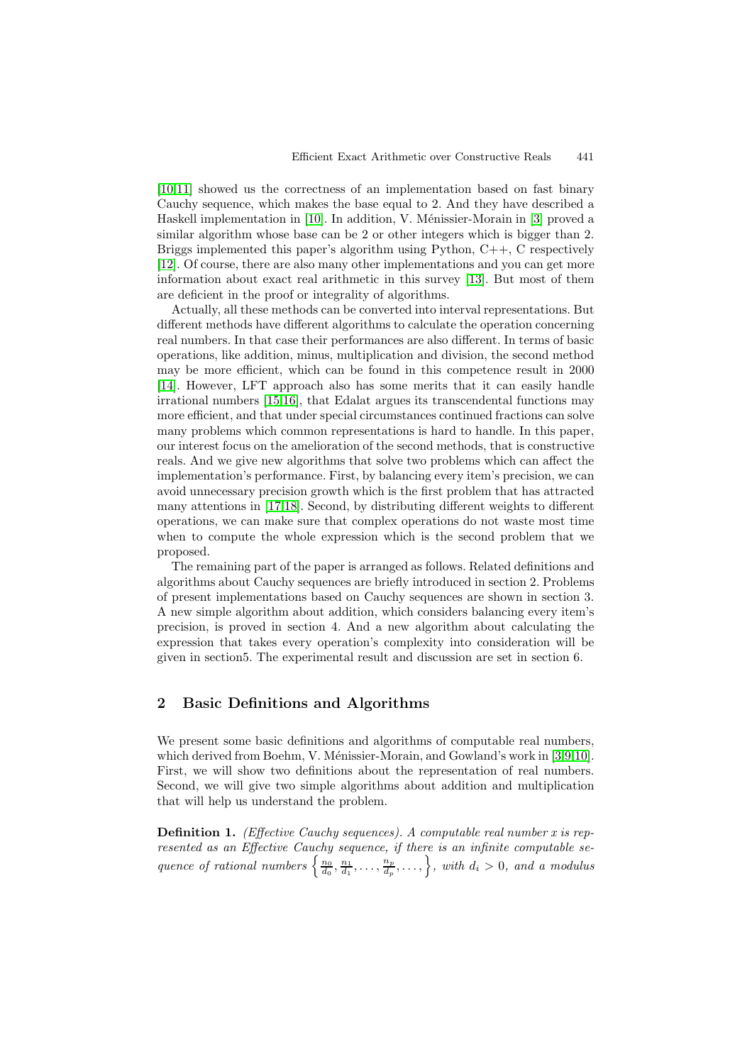[10,11] showed us the correctness of an implementation based on fast binary Cauchy sequence, which makes the base equal to 2. And they have described a Haskell implementation in [10]. In addition, V. Ménissier-Morain in [3] proved a similar algorithm whose base can be 2 or other integers which is bigger than 2. Briggs implemented this paper's algorithm using Python, C++, C respectively [12]. Of course, there are also many other implementations and you can get more information about exact real arithmetic in this survey [13]. But most of them are deficient in the proof or integrality of algorithms.

Actually, all these methods can be converted into interval representations. But different methods have different algorithms to calculate the operation concerning real numbers. In that case their performances are also different. In terms of basic operations, like addition, minus, multiplication and division, the second method may be more efficient, which can be found in this competence result in 2000 [14]. However, LFT approach also has some merits that it can easily handle irrational numbers [15,16], that Edalat argues its transcendental functions may more efficient, and that under special circumstances continued fractions can solve many problems which common representations is hard to handle. In this paper, our interest focus on the amelioration of the second methods, that is constructive reals. And we give new algorithms that solve two problems which can affect the implementation's performance. First, by balancing every item's precision, we can avoid unnecessary precision growth which is the first problem that has attracted many attentions in [17,18]. Second, by distributing different weights to different operations, we can make sure that complex operations do not waste most time when to compute the whole expression which is the second problem that we proposed.

The remaining part of the paper is arranged as follows. Related definitions and algorithms about Cauchy sequences are briefly introduced in section 2. Problems of present implementations based on Cauchy sequences are shown in section 3. A new simple algorithm about addition, which considers balancing every item's precision, is proved in section 4. And a new algorithm about calculating the expression that takes every operation's complexity into consideration will be given in section5. The experimental result and discussion are set in section 6.

## 2 Basic Definitions and Algorithms

We present some basic definitions and algorithms of computable real numbers, which derived from Boehm, V. Ménissier-Morain, and Gowland's work in [3,9,10]. First, we will show two definitions about the representation of real numbers. Second, we will give two simple algorithms about addition and multiplication that will help us understand the problem.

**Definition 1.** *(Effective Cauchy sequences). A computable real number $x$ is represented as an Effective Cauchy sequence, if there is an infinite computable sequence of rational numbers $\left\{\frac{n_0}{d_0}, \frac{n_1}{d_1}, \ldots, \frac{n_p}{d_p}, \ldots,\right\}$, with $d_i > 0$, and a modulus*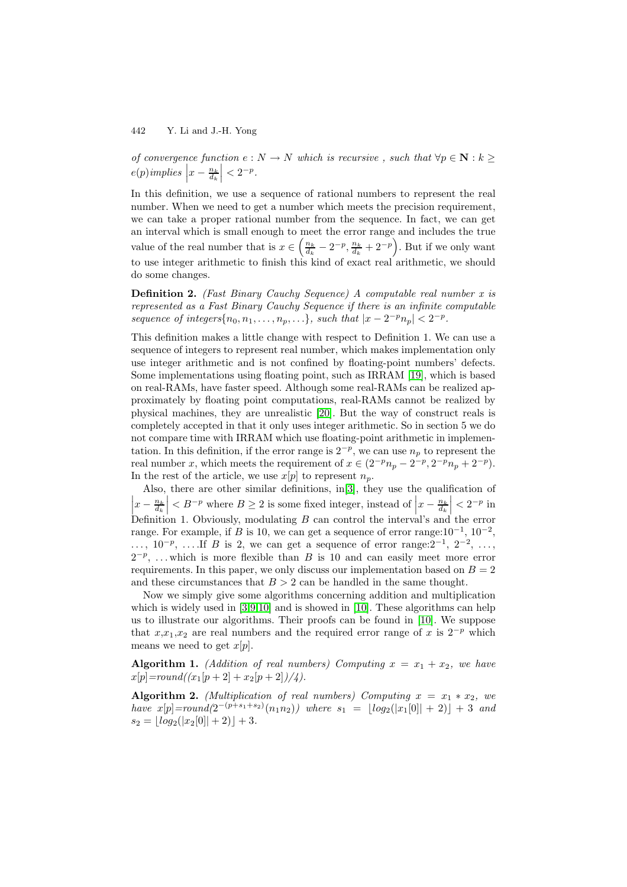*of convergence function $e : N \to N$ which is recursive , such that $\forall p \in \mathbf{N} : k \geq e(p)$implies $\left|x - \frac{n_k}{d_k}\right| < 2^{-p}$.*

In this definition, we use a sequence of rational numbers to represent the real number. When we need to get a number which meets the precision requirement, we can take a proper rational number from the sequence. In fact, we can get an interval which is small enough to meet the error range and includes the true value of the real number that is $x \in \left(\frac{n_k}{d_k} - 2^{-p}, \frac{n_k}{d_k} + 2^{-p}\right)$. But if we only want to use integer arithmetic to finish this kind of exact real arithmetic, we should do some changes.

**Definition 2.** *(Fast Binary Cauchy Sequence) A computable real number $x$ is represented as a Fast Binary Cauchy Sequence if there is an infinite computable sequence of integers$\{n_0, n_1, \ldots, n_p, \ldots\}$, such that $|x - 2^{-p}n_p| < 2^{-p}$.*

This definition makes a little change with respect to Definition 1. We can use a sequence of integers to represent real number, which makes implementation only use integer arithmetic and is not confined by floating-point numbers' defects. Some implementations using floating point, such as IRRAM [19], which is based on real-RAMs, have faster speed. Although some real-RAMs can be realized approximately by floating point computations, real-RAMs cannot be realized by physical machines, they are unrealistic [20]. But the way of construct reals is completely accepted in that it only uses integer arithmetic. So in section 5 we do not compare time with IRRAM which use floating-point arithmetic in implementation. In this definition, if the error range is $2^{-p}$, we can use $n_p$ to represent the real number $x$, which meets the requirement of $x \in (2^{-p}n_p - 2^{-p}, 2^{-p}n_p + 2^{-p})$. In the rest of the article, we use $x[p]$ to represent $n_p$.

Also, there are other similar definitions, in[3], they use the qualification of $\left|x - \frac{n_k}{d_k}\right| < B^{-p}$ where $B \geq 2$ is some fixed integer, instead of $\left|x - \frac{n_k}{d_k}\right| < 2^{-p}$ in Definition 1. Obviously, modulating $B$ can control the interval's and the error range. For example, if $B$ is 10, we can get a sequence of error range:$10^{-1}$, $10^{-2}$, $\ldots$, $10^{-p}$, $\ldots$.If $B$ is 2, we can get a sequence of error range:$2^{-1}$, $2^{-2}$, $\ldots$, $2^{-p}$, $\ldots$ which is more flexible than $B$ is 10 and can easily meet more error requirements. In this paper, we only discuss our implementation based on $B = 2$ and these circumstances that $B > 2$ can be handled in the same thought.

Now we simply give some algorithms concerning addition and multiplication which is widely used in [3,9,10] and is showed in [10]. These algorithms can help us to illustrate our algorithms. Their proofs can be found in [10]. We suppose that $x$,$x_1$,$x_2$ are real numbers and the required error range of $x$ is $2^{-p}$ which means we need to get $x[p]$.

**Algorithm 1.** *(Addition of real numbers) Computing $x = x_1 + x_2$, we have $x[p]$=round($(x_1[p+2] + x_2[p+2])/4$).*

**Algorithm 2.** *(Multiplication of real numbers) Computing $x = x_1 * x_2$, we have $x[p]$=round($2^{-(p+s_1+s_2)}(n_1n_2)$) where $s_1 = \lfloor log_2(|x_1[0]| + 2)\rfloor + 3$ and $s_2 = \lfloor log_2(|x_2[0]| + 2)\rfloor + 3$.*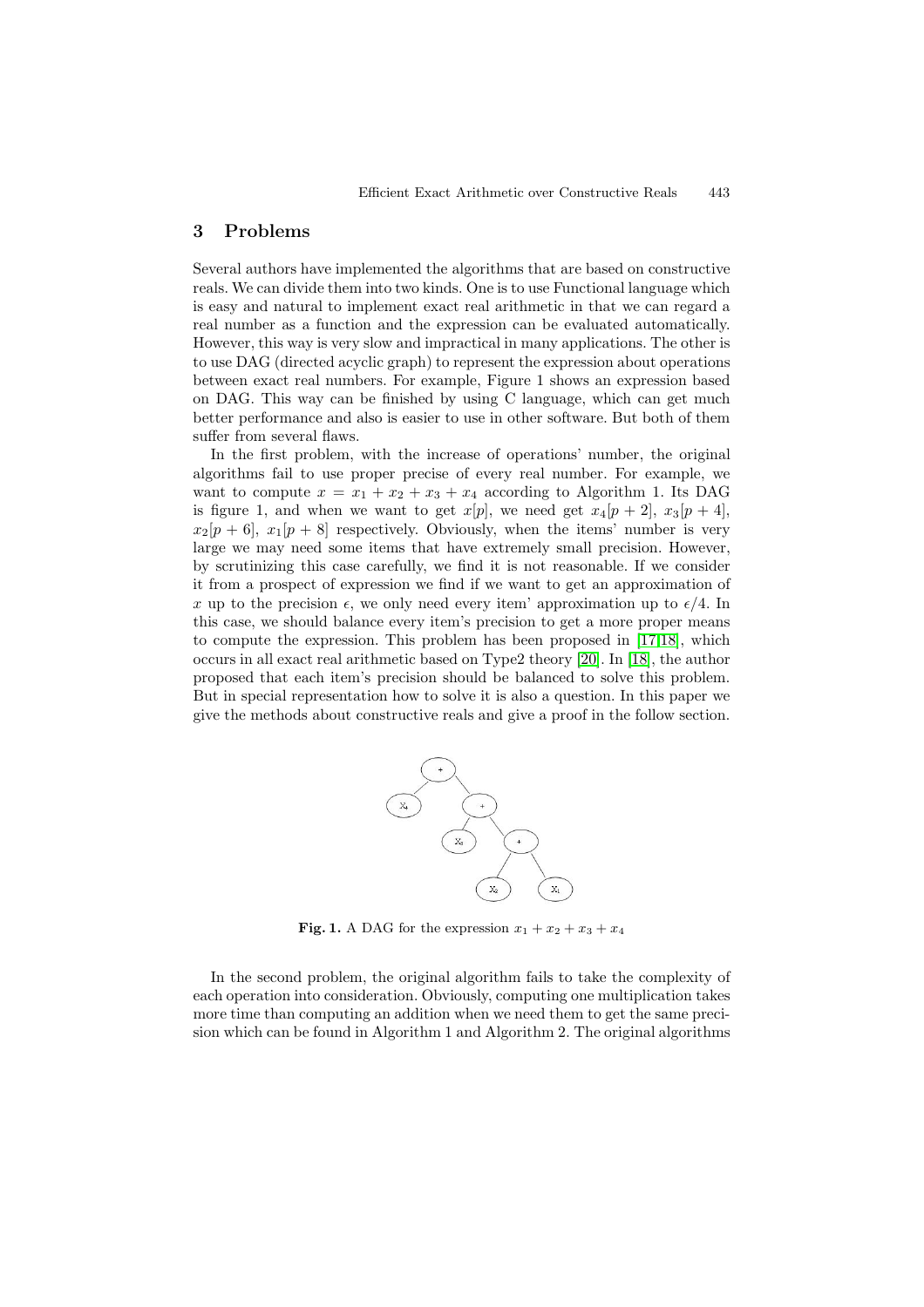## 3 Problems

Several authors have implemented the algorithms that are based on constructive reals. We can divide them into two kinds. One is to use Functional language which is easy and natural to implement exact real arithmetic in that we can regard a real number as a function and the expression can be evaluated automatically. However, this way is very slow and impractical in many applications. The other is to use DAG (directed acyclic graph) to represent the expression about operations between exact real numbers. For example, Figure 1 shows an expression based on DAG. This way can be finished by using C language, which can get much better performance and also is easier to use in other software. But both of them suffer from several flaws.

In the first problem, with the increase of operations' number, the original algorithms fail to use proper precise of every real number. For example, we want to compute $x = x_1 + x_2 + x_3 + x_4$ according to Algorithm 1. Its DAG is figure 1, and when we want to get $x[p]$, we need get $x_4[p+2]$, $x_3[p+4]$, $x_2[p+6]$, $x_1[p+8]$ respectively. Obviously, when the items' number is very large we may need some items that have extremely small precision. However, by scrutinizing this case carefully, we find it is not reasonable. If we consider it from a prospect of expression we find if we want to get an approximation of $x$ up to the precision $\epsilon$, we only need every item' approximation up to $\epsilon/4$. In this case, we should balance every item's precision to get a more proper means to compute the expression. This problem has been proposed in [17,18], which occurs in all exact real arithmetic based on Type2 theory [20]. In [18], the author proposed that each item's precision should be balanced to solve this problem. But in special representation how to solve it is also a question. In this paper we give the methods about constructive reals and give a proof in the follow section.

**Fig. 1.** A DAG for the expression $x_1 + x_2 + x_3 + x_4$

In the second problem, the original algorithm fails to take the complexity of each operation into consideration. Obviously, computing one multiplication takes more time than computing an addition when we need them to get the same precision which can be found in Algorithm 1 and Algorithm 2. The original algorithms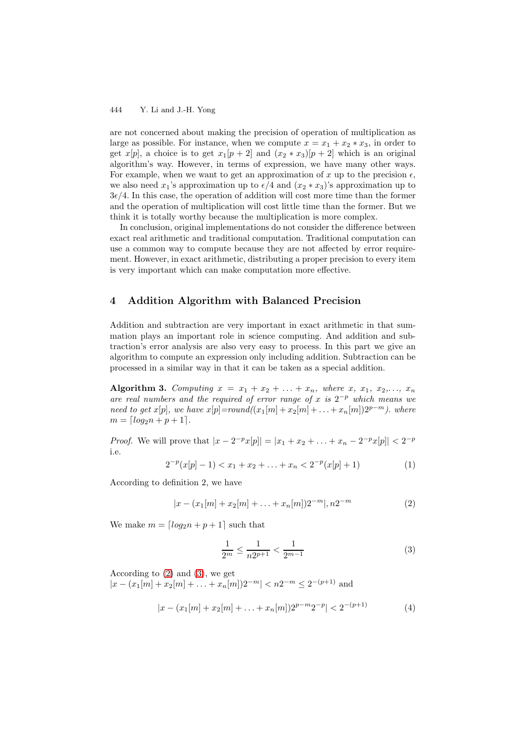are not concerned about making the precision of operation of multiplication as large as possible. For instance, when we compute $x = x_1 + x_2 * x_3$, in order to get $x[p]$, a choice is to get $x_1[p+2]$ and $(x_2 * x_3)[p+2]$ which is an original algorithm's way. However, in terms of expression, we have many other ways. For example, when we want to get an approximation of $x$ up to the precision $\epsilon$, we also need $x_1$'s approximation up to $\epsilon/4$ and $(x_2 * x_3)$'s approximation up to $3\epsilon/4$. In this case, the operation of addition will cost more time than the former and the operation of multiplication will cost little time than the former. But we think it is totally worthy because the multiplication is more complex.

In conclusion, original implementations do not consider the difference between exact real arithmetic and traditional computation. Traditional computation can use a common way to compute because they are not affected by error requirement. However, in exact arithmetic, distributing a proper precision to every item is very important which can make computation more effective.

## 4 Addition Algorithm with Balanced Precision

Addition and subtraction are very important in exact arithmetic in that summation plays an important role in science computing. And addition and subtraction's error analysis are also very easy to process. In this part we give an algorithm to compute an expression only including addition. Subtraction can be processed in a similar way in that it can be taken as a special addition.

**Algorithm 3.** *Computing $x = x_1 + x_2 + \ldots + x_n$, where $x$, $x_1$, $x_2$,..., $x_n$ are real numbers and the required of error range of $x$ is $2^{-p}$ which means we need to get $x[p]$, we have $x[p]$=round($(x_1[m] + x_2[m] + \ldots + x_n[m])2^{p-m}$). where $m = \lceil log_2 n + p + 1 \rceil$.*

*Proof.* We will prove that $|x - 2^{-p}x[p]| = |x_1 + x_2 + \ldots + x_n - 2^{-p}x[p]| < 2^{-p}$ i.e.

$$2^{-p}(x[p] - 1) < x_1 + x_2 + \ldots + x_n < 2^{-p}(x[p] + 1) \tag{1}$$

According to definition 2, we have

$$|x - (x_1[m] + x_2[m] + \ldots + x_n[m])2^{-m}|, n2^{-m} \tag{2}$$

We make $m = \lceil log_2 n + p + 1 \rceil$ such that

$$\frac{1}{2^m} \leq \frac{1}{n2^{p+1}} < \frac{1}{2^{m-1}} \tag{3}$$

According to (2) and (3), we get
$|x - (x_1[m] + x_2[m] + \ldots + x_n[m])2^{-m}| < n2^{-m} \leq 2^{-(p+1)}$ and

$$|x - (x_1[m] + x_2[m] + \ldots + x_n[m])2^{p-m}2^{-p}| < 2^{-(p+1)} \tag{4}$$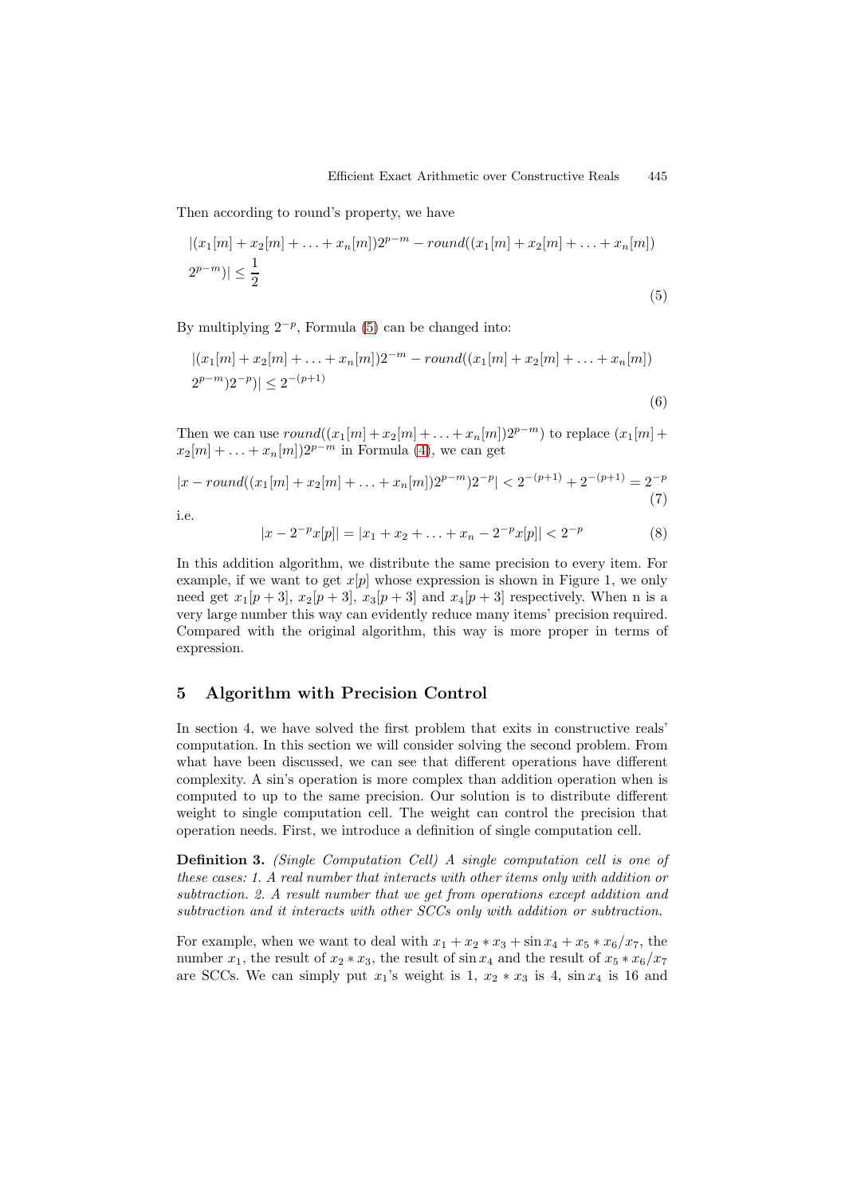Then according to round's property, we have

$$|(x_1[m] + x_2[m] + \ldots + x_n[m])2^{p-m} - round((x_1[m] + x_2[m] + \ldots + x_n[m]) 2^{p-m})| \leq \frac{1}{2} \tag{5}$$

By multiplying $2^{-p}$, Formula (5) can be changed into:

$$|(x_1[m] + x_2[m] + \ldots + x_n[m])2^{-m} - round((x_1[m] + x_2[m] + \ldots + x_n[m]) 2^{p-m})2^{-p})| \leq 2^{-(p+1)} \tag{6}$$

Then we can use $round((x_1[m] + x_2[m] + \ldots + x_n[m])2^{p-m})$ to replace $(x_1[m] + x_2[m] + \ldots + x_n[m])2^{p-m}$ in Formula (4), we can get

$$|x - round((x_1[m] + x_2[m] + \ldots + x_n[m])2^{p-m})2^{-p}| < 2^{-(p+1)} + 2^{-(p+1)} = 2^{-p} \tag{7}$$

i.e.

$$|x - 2^{-p}x[p]| = |x_1 + x_2 + \ldots + x_n - 2^{-p}x[p]| < 2^{-p} \tag{8}$$

In this addition algorithm, we distribute the same precision to every item. For example, if we want to get $x[p]$ whose expression is shown in Figure 1, we only need get $x_1[p+3]$, $x_2[p+3]$, $x_3[p+3]$ and $x_4[p+3]$ respectively. When n is a very large number this way can evidently reduce many items' precision required. Compared with the original algorithm, this way is more proper in terms of expression.

## 5 Algorithm with Precision Control

In section 4, we have solved the first problem that exits in constructive reals' computation. In this section we will consider solving the second problem. From what have been discussed, we can see that different operations have different complexity. A sin's operation is more complex than addition operation when is computed to up to the same precision. Our solution is to distribute different weight to single computation cell. The weight can control the precision that operation needs. First, we introduce a definition of single computation cell.

**Definition 3.** *(Single Computation Cell) A single computation cell is one of these cases: 1. A real number that interacts with other items only with addition or subtraction. 2. A result number that we get from operations except addition and subtraction and it interacts with other SCCs only with addition or subtraction.*

For example, when we want to deal with $x_1 + x_2 * x_3 + \sin x_4 + x_5 * x_6/x_7$, the number $x_1$, the result of $x_2 * x_3$, the result of $\sin x_4$ and the result of $x_5 * x_6/x_7$ are SCCs. We can simply put $x_1$'s weight is 1, $x_2 * x_3$ is 4, $\sin x_4$ is 16 and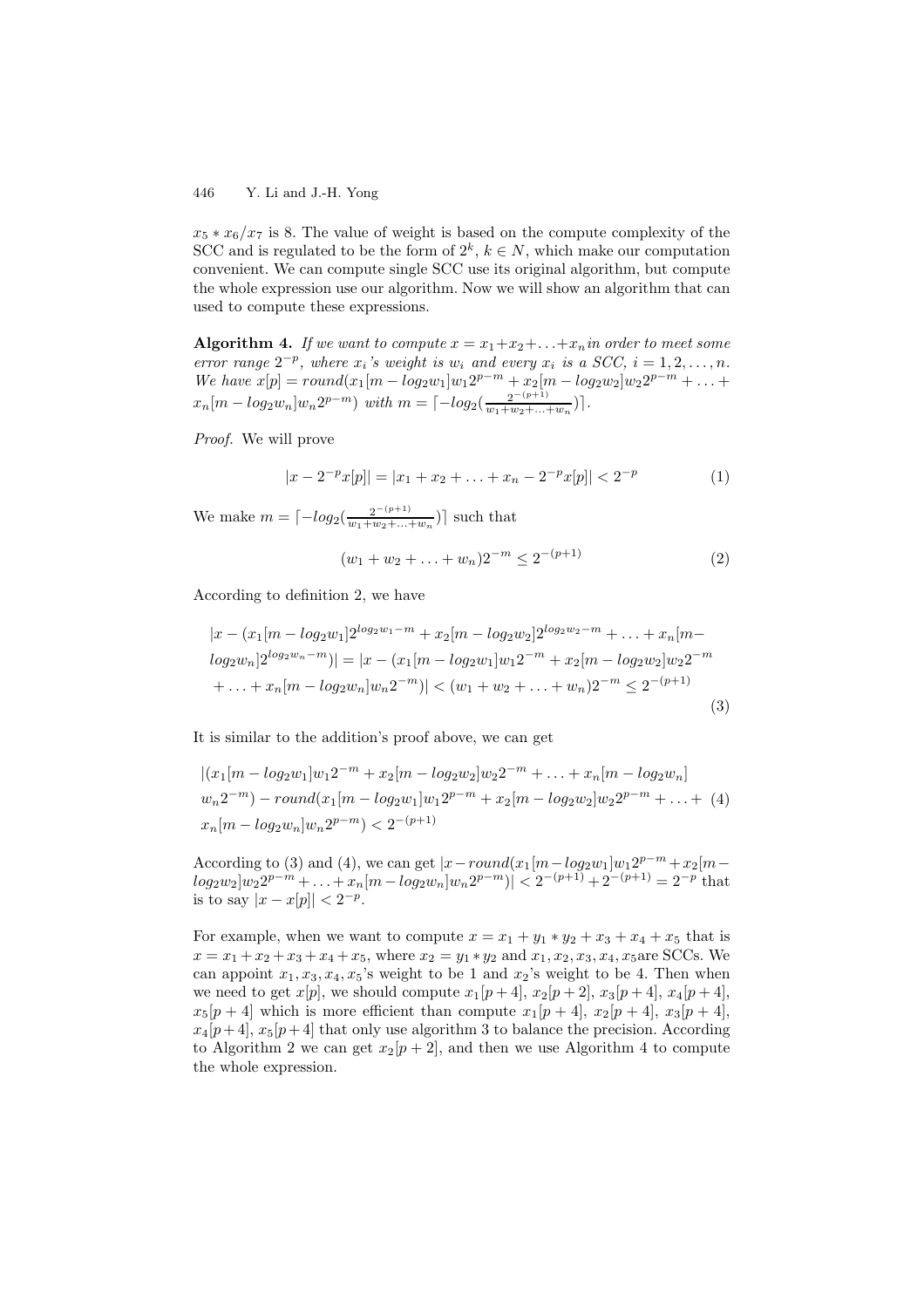$x_5 * x_6/x_7$ is 8. The value of weight is based on the compute complexity of the SCC and is regulated to be the form of $2^k$, $k \in N$, which make our computation convenient. We can compute single SCC use its original algorithm, but compute the whole expression use our algorithm. Now we will show an algorithm that can used to compute these expressions.

**Algorithm 4.** *If we want to compute $x = x_1 + x_2 + \ldots + x_n$ in order to meet some error range $2^{-p}$, where $x_i$'s weight is $w_i$ and every $x_i$ is a SCC, $i = 1, 2, \ldots, n$. We have $x[p] = round(x_1[m - log_2 w_1]w_1 2^{p-m} + x_2[m - log_2 w_2]w_2 2^{p-m} + \ldots + x_n[m - log_2 w_n]w_n 2^{p-m})$ with $m = \lceil -log_2(\frac{2^{-(p+1)}}{w_1+w_2+\ldots+w_n})\rceil$.*

*Proof.* We will prove

$$|x - 2^{-p}x[p]| = |x_1 + x_2 + \ldots + x_n - 2^{-p}x[p]| < 2^{-p} \tag{1}$$

We make $m = \lceil -log_2(\frac{2^{-(p+1)}}{w_1+w_2+\ldots+w_n})\rceil$ such that

$$(w_1 + w_2 + \ldots + w_n)2^{-m} \le 2^{-(p+1)} \tag{2}$$

According to definition 2, we have

$$\begin{aligned}
&|x - (x_1[m - log_2 w_1]2^{log_2 w_1 - m} + x_2[m - log_2 w_2]2^{log_2 w_2 - m} + \ldots + x_n[m - \\
&log_2 w_n]2^{log_2 w_n - m})| = |x - (x_1[m - log_2 w_1]w_1 2^{-m} + x_2[m - log_2 w_2]w_2 2^{-m} \\
&+ \ldots + x_n[m - log_2 w_n]w_n 2^{-m})| < (w_1 + w_2 + \ldots + w_n)2^{-m} \le 2^{-(p+1)}
\end{aligned} \tag{3}$$

It is similar to the addition's proof above, we can get

$$\begin{aligned}
&|(x_1[m - log_2 w_1]w_1 2^{-m} + x_2[m - log_2 w_2]w_2 2^{-m} + \ldots + x_n[m - log_2 w_n] \\
&w_n 2^{-m}) - round(x_1[m - log_2 w_1]w_1 2^{p-m} + x_2[m - log_2 w_2]w_2 2^{p-m} + \ldots + \\
&x_n[m - log_2 w_n]w_n 2^{p-m}) < 2^{-(p+1)}
\end{aligned} \tag{4}$$

According to (3) and (4), we can get $|x - round(x_1[m - log_2 w_1]w_1 2^{p-m} + x_2[m - log_2 w_2]w_2 2^{p-m} + \ldots + x_n[m - log_2 w_n]w_n 2^{p-m})| < 2^{-(p+1)} + 2^{-(p+1)} = 2^{-p}$ that is to say $|x - x[p]| < 2^{-p}$.

For example, when we want to compute $x = x_1 + y_1 * y_2 + x_3 + x_4 + x_5$ that is $x = x_1 + x_2 + x_3 + x_4 + x_5$, where $x_2 = y_1 * y_2$ and $x_1, x_2, x_3, x_4, x_5$are SCCs. We can appoint $x_1, x_3, x_4, x_5$'s weight to be 1 and $x_2$'s weight to be 4. Then when we need to get $x[p]$, we should compute $x_1[p+4]$, $x_2[p+2]$, $x_3[p+4]$, $x_4[p+4]$, $x_5[p+4]$ which is more efficient than compute $x_1[p+4]$, $x_2[p+4]$, $x_3[p+4]$, $x_4[p+4]$, $x_5[p+4]$ that only use algorithm 3 to balance the precision. According to Algorithm 2 we can get $x_2[p+2]$, and then we use Algorithm 4 to compute the whole expression.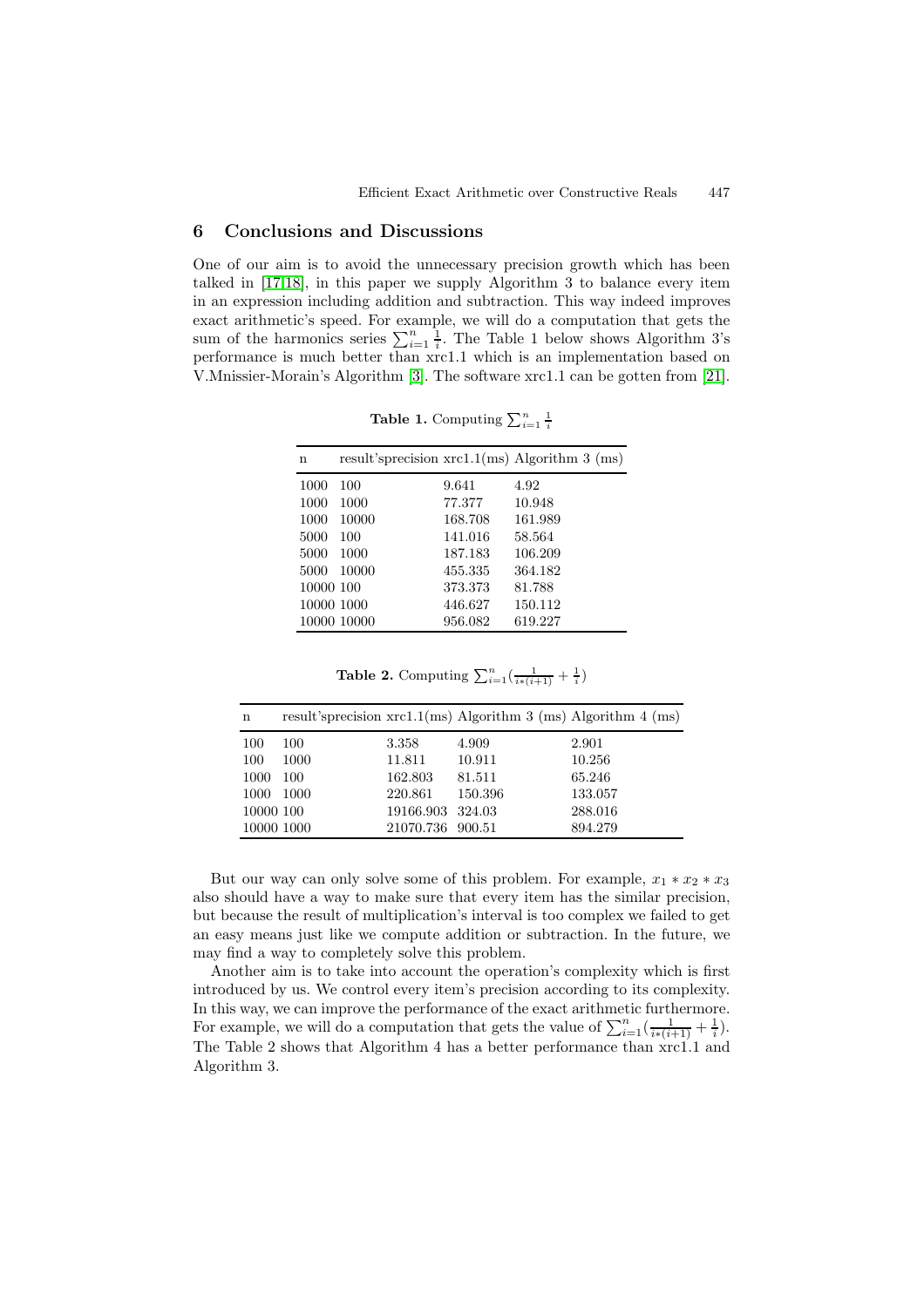## 6 Conclusions and Discussions

One of our aim is to avoid the unnecessary precision growth which has been talked in [17,18], in this paper we supply Algorithm 3 to balance every item in an expression including addition and subtraction. This way indeed improves exact arithmetic's speed. For example, we will do a computation that gets the sum of the harmonics series $\sum_{i=1}^{n} \frac{1}{i}$. The Table 1 below shows Algorithm 3's performance is much better than xrc1.1 which is an implementation based on V.Mnissier-Morain's Algorithm [3]. The software xrc1.1 can be gotten from [21].

**Table 1.** Computing $\sum_{i=1}^{n} \frac{1}{i}$

| n | result'sprecision | xrc1.1(ms) | Algorithm 3 (ms) |
|---|---|---|---|
| 1000 | 100 | 9.641 | 4.92 |
| 1000 | 1000 | 77.377 | 10.948 |
| 1000 | 10000 | 168.708 | 161.989 |
| 5000 | 100 | 141.016 | 58.564 |
| 5000 | 1000 | 187.183 | 106.209 |
| 5000 | 10000 | 455.335 | 364.182 |
| 10000 | 100 | 373.373 | 81.788 |
| 10000 | 1000 | 446.627 | 150.112 |
| 10000 | 10000 | 956.082 | 619.227 |

**Table 2.** Computing $\sum_{i=1}^{n}(\frac{1}{i*(i+1)} + \frac{1}{i})$

| n | result'sprecision | xrc1.1(ms) | Algorithm 3 (ms) | Algorithm 4 (ms) |
|---|---|---|---|---|
| 100 | 100 | 3.358 | 4.909 | 2.901 |
| 100 | 1000 | 11.811 | 10.911 | 10.256 |
| 1000 | 100 | 162.803 | 81.511 | 65.246 |
| 1000 | 1000 | 220.861 | 150.396 | 133.057 |
| 10000 | 100 | 19166.903 | 324.03 | 288.016 |
| 10000 | 1000 | 21070.736 | 900.51 | 894.279 |

But our way can only solve some of this problem. For example, $x_1 * x_2 * x_3$ also should have a way to make sure that every item has the similar precision, but because the result of multiplication's interval is too complex we failed to get an easy means just like we compute addition or subtraction. In the future, we may find a way to completely solve this problem.

Another aim is to take into account the operation's complexity which is first introduced by us. We control every item's precision according to its complexity. In this way, we can improve the performance of the exact arithmetic furthermore. For example, we will do a computation that gets the value of $\sum_{i=1}^{n}(\frac{1}{i*(i+1)} + \frac{1}{i})$. The Table 2 shows that Algorithm 4 has a better performance than xrc1.1 and Algorithm 3.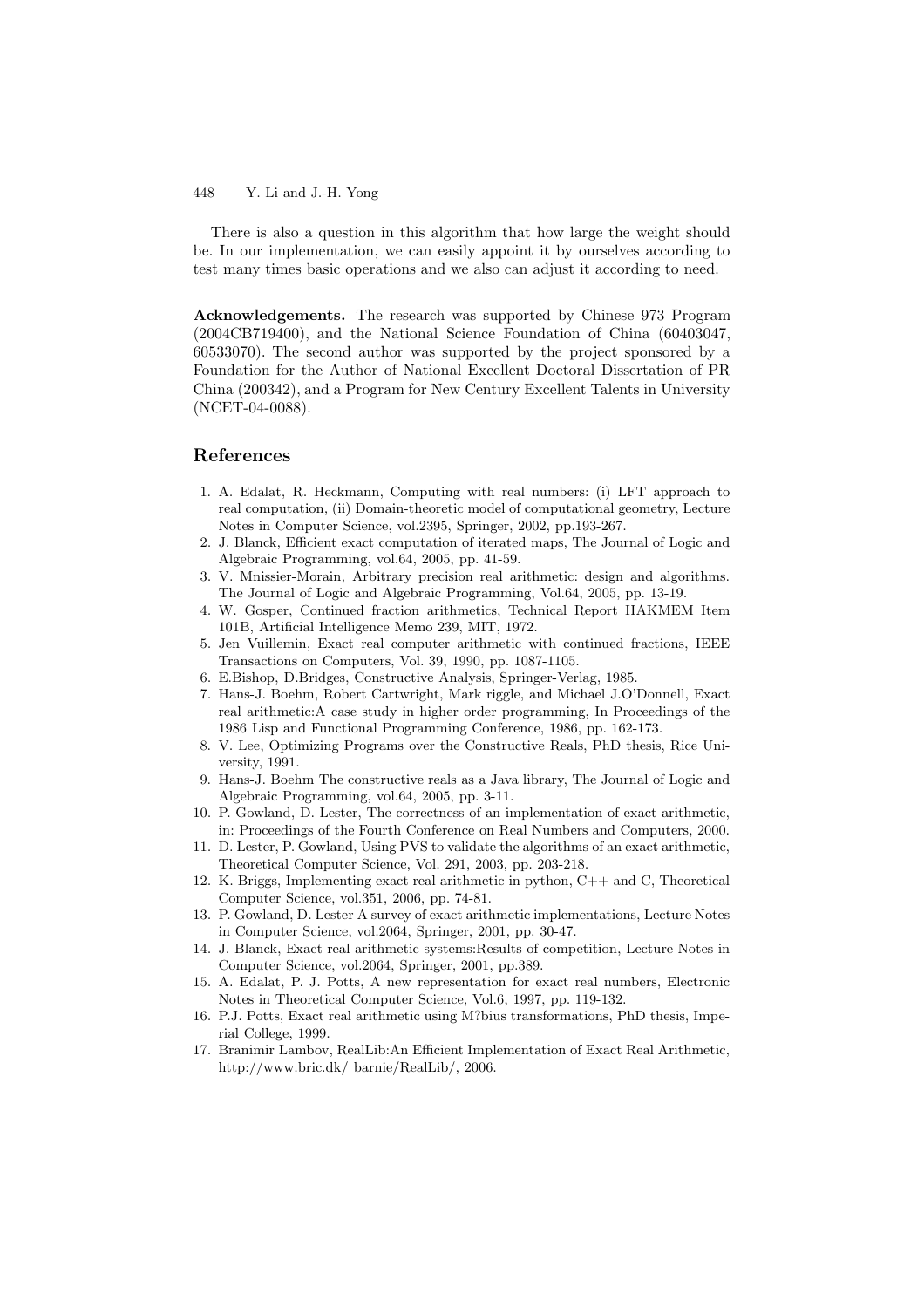There is also a question in this algorithm that how large the weight should be. In our implementation, we can easily appoint it by ourselves according to test many times basic operations and we also can adjust it according to need.

**Acknowledgements.** The research was supported by Chinese 973 Program (2004CB719400), and the National Science Foundation of China (60403047, 60533070). The second author was supported by the project sponsored by a Foundation for the Author of National Excellent Doctoral Dissertation of PR China (200342), and a Program for New Century Excellent Talents in University (NCET-04-0088).

## References

1. A. Edalat, R. Heckmann, Computing with real numbers: (i) LFT approach to real computation, (ii) Domain-theoretic model of computational geometry, Lecture Notes in Computer Science, vol.2395, Springer, 2002, pp.193-267.
2. J. Blanck, Efficient exact computation of iterated maps, The Journal of Logic and Algebraic Programming, vol.64, 2005, pp. 41-59.
3. V. Mnissier-Morain, Arbitrary precision real arithmetic: design and algorithms. The Journal of Logic and Algebraic Programming, Vol.64, 2005, pp. 13-19.
4. W. Gosper, Continued fraction arithmetics, Technical Report HAKMEM Item 101B, Artificial Intelligence Memo 239, MIT, 1972.
5. Jen Vuillemin, Exact real computer arithmetic with continued fractions, IEEE Transactions on Computers, Vol. 39, 1990, pp. 1087-1105.
6. E.Bishop, D.Bridges, Constructive Analysis, Springer-Verlag, 1985.
7. Hans-J. Boehm, Robert Cartwright, Mark riggle, and Michael J.O'Donnell, Exact real arithmetic:A case study in higher order programming, In Proceedings of the 1986 Lisp and Functional Programming Conference, 1986, pp. 162-173.
8. V. Lee, Optimizing Programs over the Constructive Reals, PhD thesis, Rice University, 1991.
9. Hans-J. Boehm The constructive reals as a Java library, The Journal of Logic and Algebraic Programming, vol.64, 2005, pp. 3-11.
10. P. Gowland, D. Lester, The correctness of an implementation of exact arithmetic, in: Proceedings of the Fourth Conference on Real Numbers and Computers, 2000.
11. D. Lester, P. Gowland, Using PVS to validate the algorithms of an exact arithmetic, Theoretical Computer Science, Vol. 291, 2003, pp. 203-218.
12. K. Briggs, Implementing exact real arithmetic in python, C++ and C, Theoretical Computer Science, vol.351, 2006, pp. 74-81.
13. P. Gowland, D. Lester A survey of exact arithmetic implementations, Lecture Notes in Computer Science, vol.2064, Springer, 2001, pp. 30-47.
14. J. Blanck, Exact real arithmetic systems:Results of competition, Lecture Notes in Computer Science, vol.2064, Springer, 2001, pp.389.
15. A. Edalat, P. J. Potts, A new representation for exact real numbers, Electronic Notes in Theoretical Computer Science, Vol.6, 1997, pp. 119-132.
16. P.J. Potts, Exact real arithmetic using M?bius transformations, PhD thesis, Imperial College, 1999.
17. Branimir Lambov, RealLib:An Efficient Implementation of Exact Real Arithmetic, http://www.bric.dk/ barnie/RealLib/, 2006.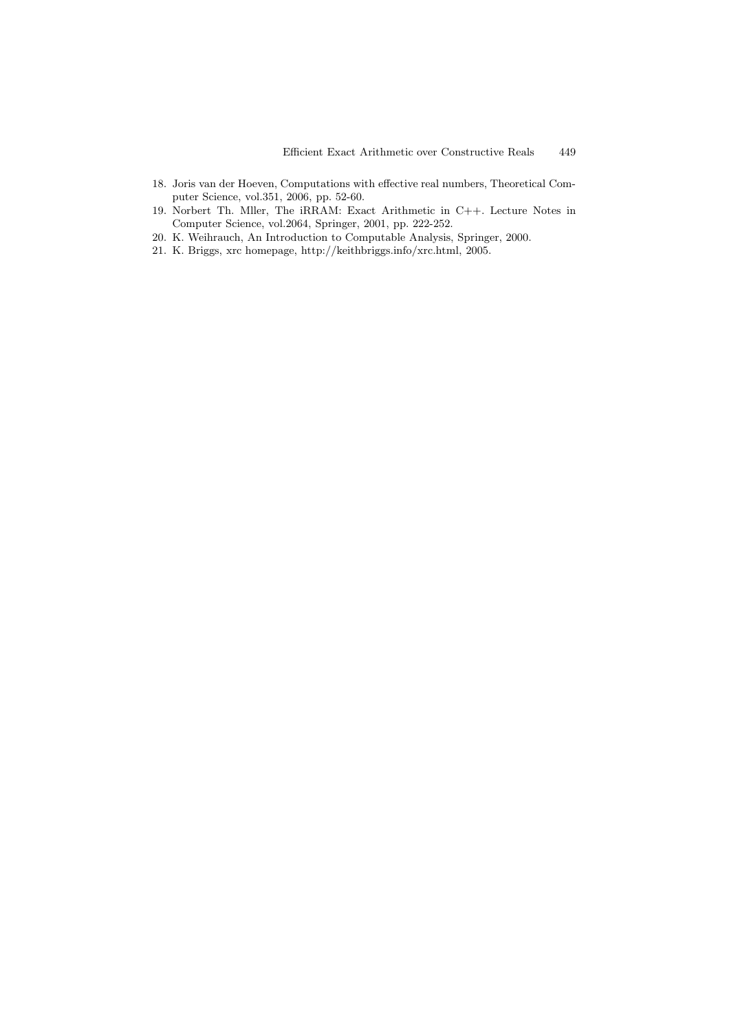18. Joris van der Hoeven, Computations with effective real numbers, Theoretical Computer Science, vol.351, 2006, pp. 52-60.
19. Norbert Th. Mller, The iRRAM: Exact Arithmetic in C++. Lecture Notes in Computer Science, vol.2064, Springer, 2001, pp. 222-252.
20. K. Weihrauch, An Introduction to Computable Analysis, Springer, 2000.
21. K. Briggs, xrc homepage, http://keithbriggs.info/xrc.html, 2005.